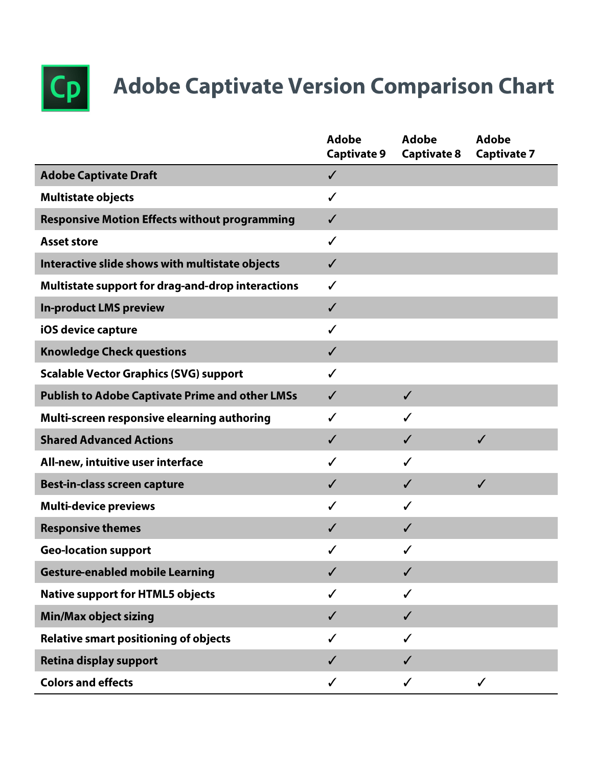# Adobe Captivate Version Comparison Chart

| | Adobe Captivate 9 | Adobe Captivate 8 | Adobe Captivate 7 |
|---|---|---|---|
| **Adobe Captivate Draft** | ✓ | | |
| **Multistate objects** | ✓ | | |
| **Responsive Motion Effects without programming** | ✓ | | |
| **Asset store** | ✓ | | |
| **Interactive slide shows with multistate objects** | ✓ | | |
| **Multistate support for drag-and-drop interactions** | ✓ | | |
| **In-product LMS preview** | ✓ | | |
| **iOS device capture** | ✓ | | |
| **Knowledge Check questions** | ✓ | | |
| **Scalable Vector Graphics (SVG) support** | ✓ | | |
| **Publish to Adobe Captivate Prime and other LMSs** | ✓ | ✓ | |
| **Multi-screen responsive elearning authoring** | ✓ | ✓ | |
| **Shared Advanced Actions** | ✓ | ✓ | ✓ |
| **All-new, intuitive user interface** | ✓ | ✓ | |
| **Best-in-class screen capture** | ✓ | ✓ | ✓ |
| **Multi-device previews** | ✓ | ✓ | |
| **Responsive themes** | ✓ | ✓ | |
| **Geo-location support** | ✓ | ✓ | |
| **Gesture-enabled mobile Learning** | ✓ | ✓ | |
| **Native support for HTML5 objects** | ✓ | ✓ | |
| **Min/Max object sizing** | ✓ | ✓ | |
| **Relative smart positioning of objects** | ✓ | ✓ | |
| **Retina display support** | ✓ | ✓ | |
| **Colors and effects** | ✓ | ✓ | ✓ |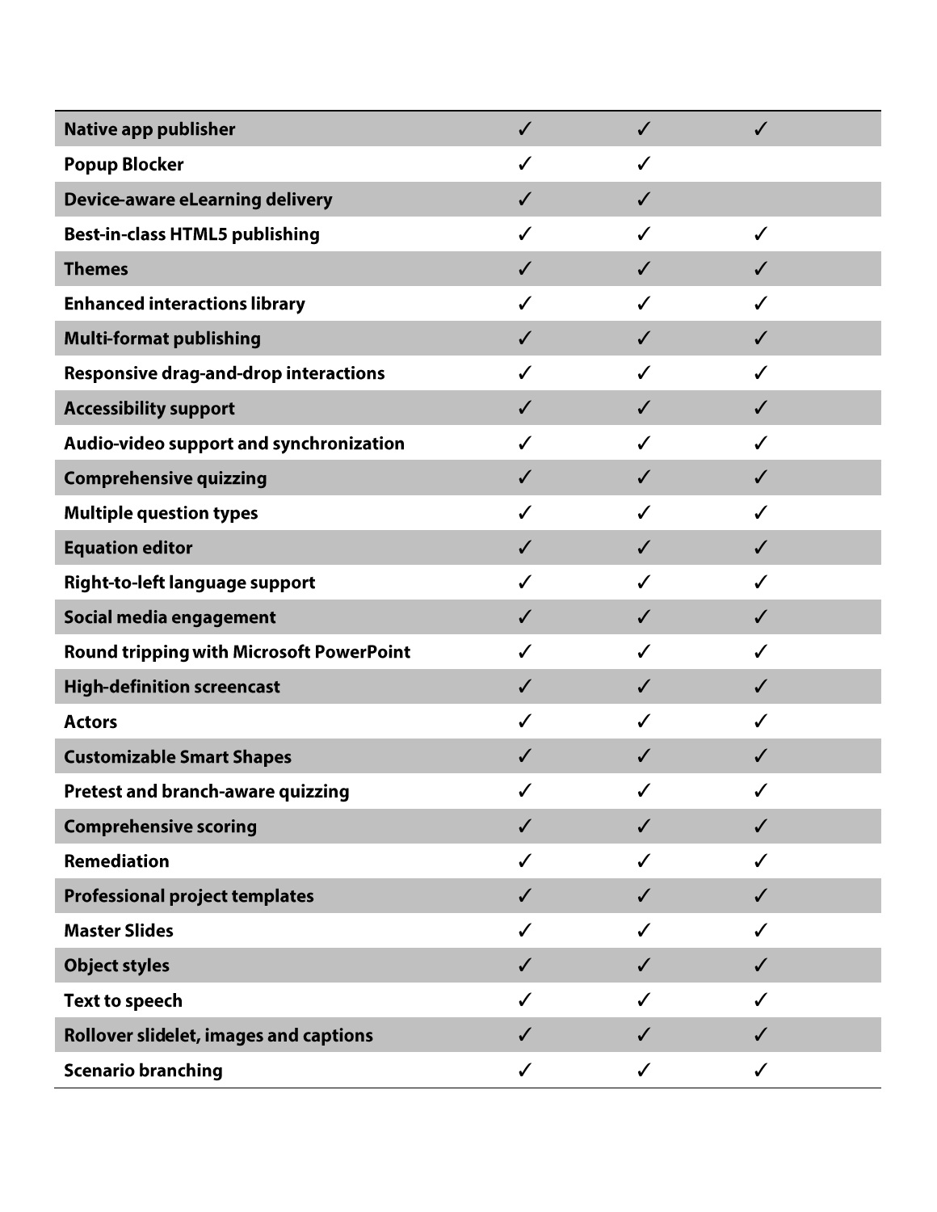| | | | |
|---|---|---|---|
| **Native app publisher** | ✓ | ✓ | ✓ |
| **Popup Blocker** | ✓ | ✓ | |
| **Device-aware eLearning delivery** | ✓ | ✓ | |
| **Best-in-class HTML5 publishing** | ✓ | ✓ | ✓ |
| **Themes** | ✓ | ✓ | ✓ |
| **Enhanced interactions library** | ✓ | ✓ | ✓ |
| **Multi-format publishing** | ✓ | ✓ | ✓ |
| **Responsive drag-and-drop interactions** | ✓ | ✓ | ✓ |
| **Accessibility support** | ✓ | ✓ | ✓ |
| **Audio-video support and synchronization** | ✓ | ✓ | ✓ |
| **Comprehensive quizzing** | ✓ | ✓ | ✓ |
| **Multiple question types** | ✓ | ✓ | ✓ |
| **Equation editor** | ✓ | ✓ | ✓ |
| **Right-to-left language support** | ✓ | ✓ | ✓ |
| **Social media engagement** | ✓ | ✓ | ✓ |
| **Round tripping with Microsoft PowerPoint** | ✓ | ✓ | ✓ |
| **High-definition screencast** | ✓ | ✓ | ✓ |
| **Actors** | ✓ | ✓ | ✓ |
| **Customizable Smart Shapes** | ✓ | ✓ | ✓ |
| **Pretest and branch-aware quizzing** | ✓ | ✓ | ✓ |
| **Comprehensive scoring** | ✓ | ✓ | ✓ |
| **Remediation** | ✓ | ✓ | ✓ |
| **Professional project templates** | ✓ | ✓ | ✓ |
| **Master Slides** | ✓ | ✓ | ✓ |
| **Object styles** | ✓ | ✓ | ✓ |
| **Text to speech** | ✓ | ✓ | ✓ |
| **Rollover slidelet, images and captions** | ✓ | ✓ | ✓ |
| **Scenario branching** | ✓ | ✓ | ✓ |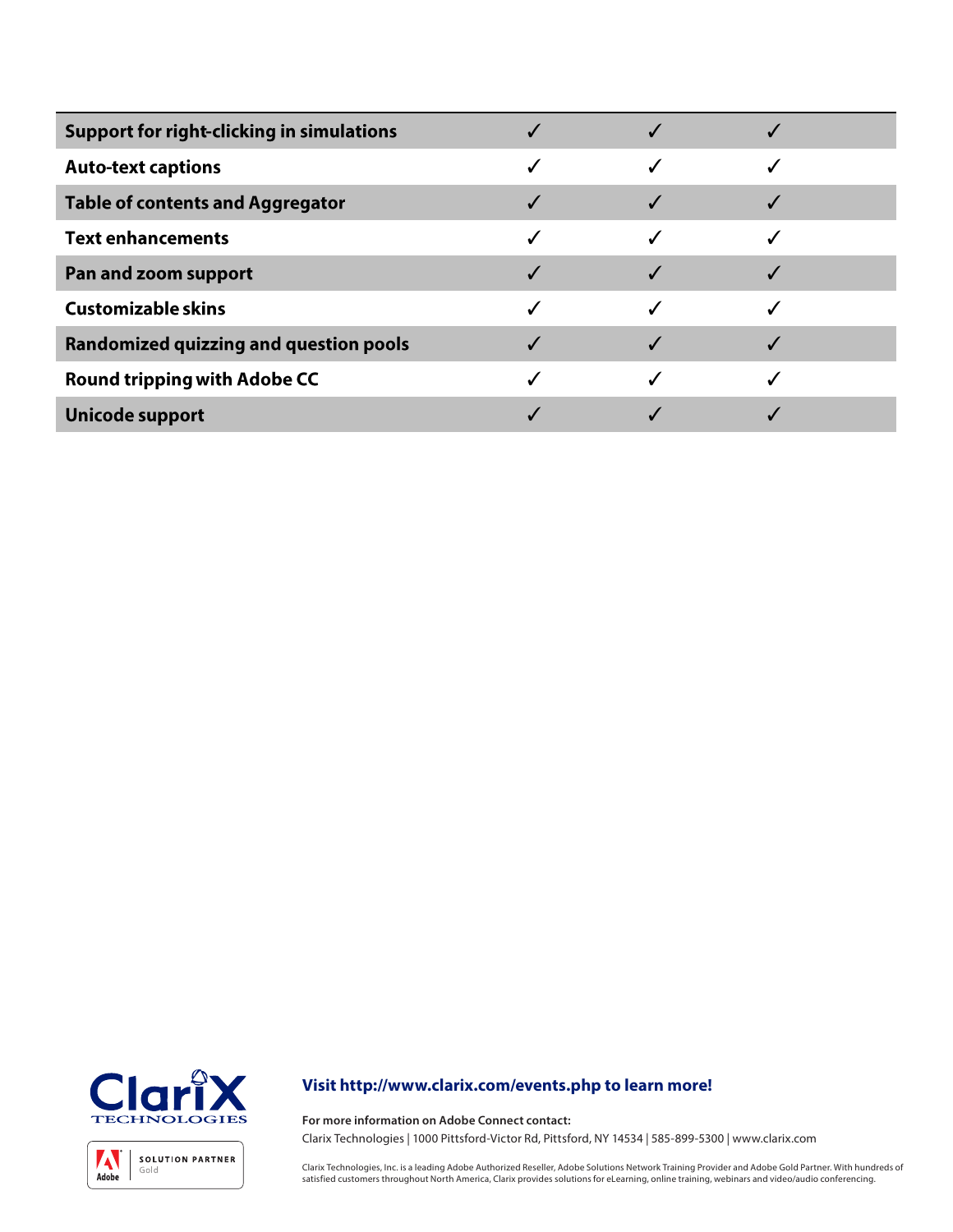| | | | |
|---|---|---|---|
| **Support for right-clicking in simulations** | ✓ | ✓ | ✓ |
| **Auto-text captions** | ✓ | ✓ | ✓ |
| **Table of contents and Aggregator** | ✓ | ✓ | ✓ |
| **Text enhancements** | ✓ | ✓ | ✓ |
| **Pan and zoom support** | ✓ | ✓ | ✓ |
| **Customizable skins** | ✓ | ✓ | ✓ |
| **Randomized quizzing and question pools** | ✓ | ✓ | ✓ |
| **Round tripping with Adobe CC** | ✓ | ✓ | ✓ |
| **Unicode support** | ✓ | ✓ | ✓ |

ClariX TECHNOLOGIES

Adobe SOLUTION PARTNER Gold

**Visit http://www.clarix.com/events.php to learn more!**

**For more information on Adobe Connect contact:**

Clarix Technologies | 1000 Pittsford-Victor Rd, Pittsford, NY 14534 | 585-899-5300 | www.clarix.com

Clarix Technologies, Inc. is a leading Adobe Authorized Reseller, Adobe Solutions Network Training Provider and Adobe Gold Partner. With hundreds of satisfied customers throughout North America, Clarix provides solutions for eLearning, online training, webinars and video/audio conferencing.